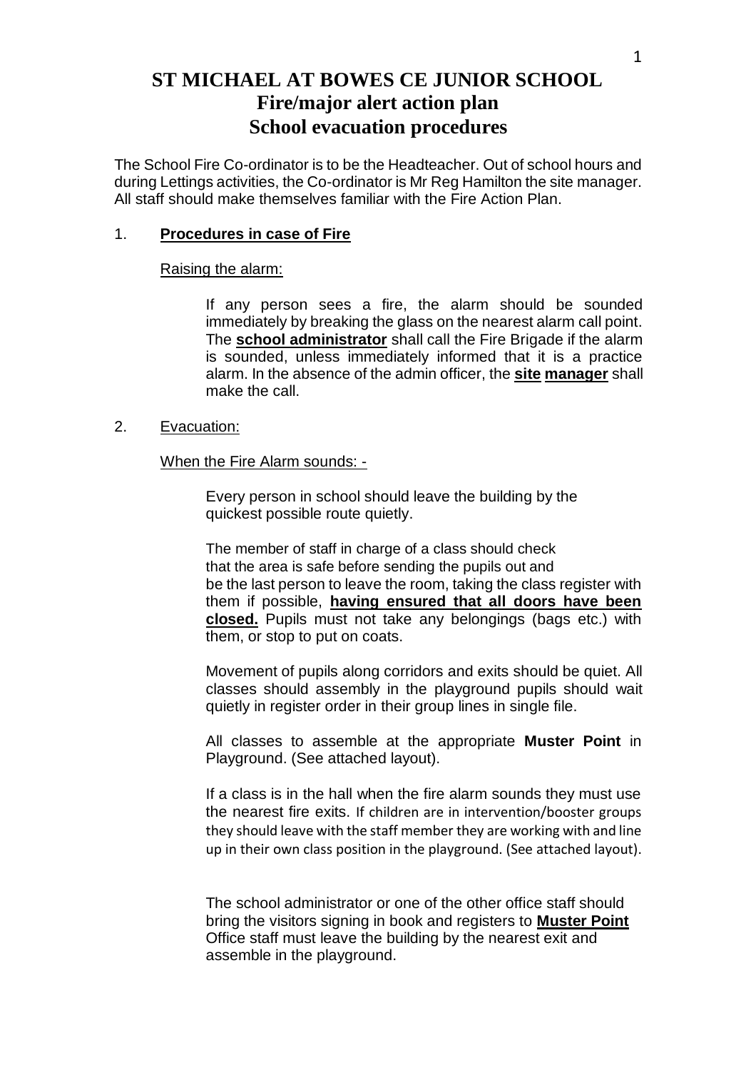# ST MICHAEL AT BOWES CE JUNIOR SCHOOL
## Fire/major alert action plan
## School evacuation procedures

The School Fire Co-ordinator is to be the Headteacher. Out of school hours and during Lettings activities, the Co-ordinator is Mr Reg Hamilton the site manager. All staff should make themselves familiar with the Fire Action Plan.

1. **Procedures in case of Fire**

   Raising the alarm:

   If any person sees a fire, the alarm should be sounded immediately by breaking the glass on the nearest alarm call point. The **school administrator** shall call the Fire Brigade if the alarm is sounded, unless immediately informed that it is a practice alarm. In the absence of the admin officer, the **site manager** shall make the call.

2. Evacuation:

   When the Fire Alarm sounds: -

   Every person in school should leave the building by the quickest possible route quietly.

   The member of staff in charge of a class should check that the area is safe before sending the pupils out and be the last person to leave the room, taking the class register with them if possible, **having ensured that all doors have been closed.** Pupils must not take any belongings (bags etc.) with them, or stop to put on coats.

   Movement of pupils along corridors and exits should be quiet. All classes should assembly in the playground pupils should wait quietly in register order in their group lines in single file.

   All classes to assemble at the appropriate **Muster Point** in Playground. (See attached layout).

   If a class is in the hall when the fire alarm sounds they must use the nearest fire exits. If children are in intervention/booster groups they should leave with the staff member they are working with and line up in their own class position in the playground. (See attached layout).

   The school administrator or one of the other office staff should bring the visitors signing in book and registers to **Muster Point** Office staff must leave the building by the nearest exit and assemble in the playground.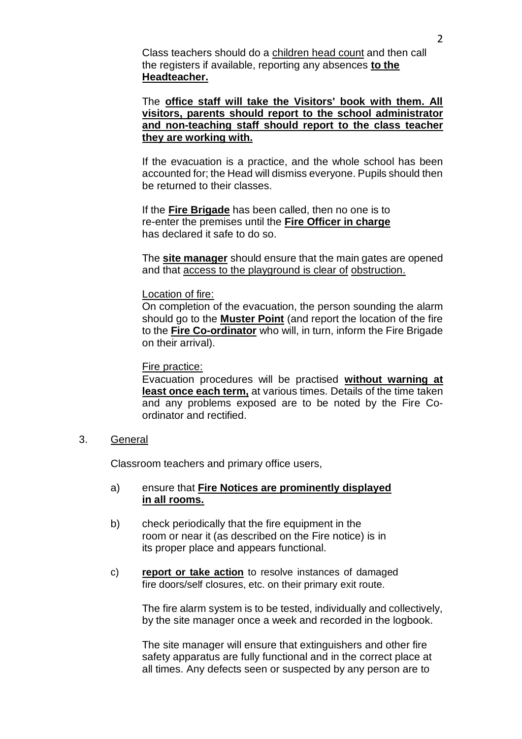Class teachers should do a children head count and then call the registers if available, reporting any absences **to the Headteacher.**

The **office staff will take the Visitors' book with them. All visitors, parents should report to the school administrator and non-teaching staff should report to the class teacher they are working with.**

If the evacuation is a practice, and the whole school has been accounted for; the Head will dismiss everyone. Pupils should then be returned to their classes.

If the **Fire Brigade** has been called, then no one is to re-enter the premises until the **Fire Officer in charge** has declared it safe to do so.

The **site manager** should ensure that the main gates are opened and that access to the playground is clear of obstruction.

Location of fire:
On completion of the evacuation, the person sounding the alarm should go to the **Muster Point** (and report the location of the fire to the **Fire Co-ordinator** who will, in turn, inform the Fire Brigade on their arrival).

Fire practice:
Evacuation procedures will be practised **without warning at least once each term,** at various times. Details of the time taken and any problems exposed are to be noted by the Fire Co-ordinator and rectified.

3. General

Classroom teachers and primary office users,

a) ensure that **Fire Notices are prominently displayed in all rooms.**

b) check periodically that the fire equipment in the room or near it (as described on the Fire notice) is in its proper place and appears functional.

c) **report or take action** to resolve instances of damaged fire doors/self closures, etc. on their primary exit route.

The fire alarm system is to be tested, individually and collectively, by the site manager once a week and recorded in the logbook.

The site manager will ensure that extinguishers and other fire safety apparatus are fully functional and in the correct place at all times. Any defects seen or suspected by any person are to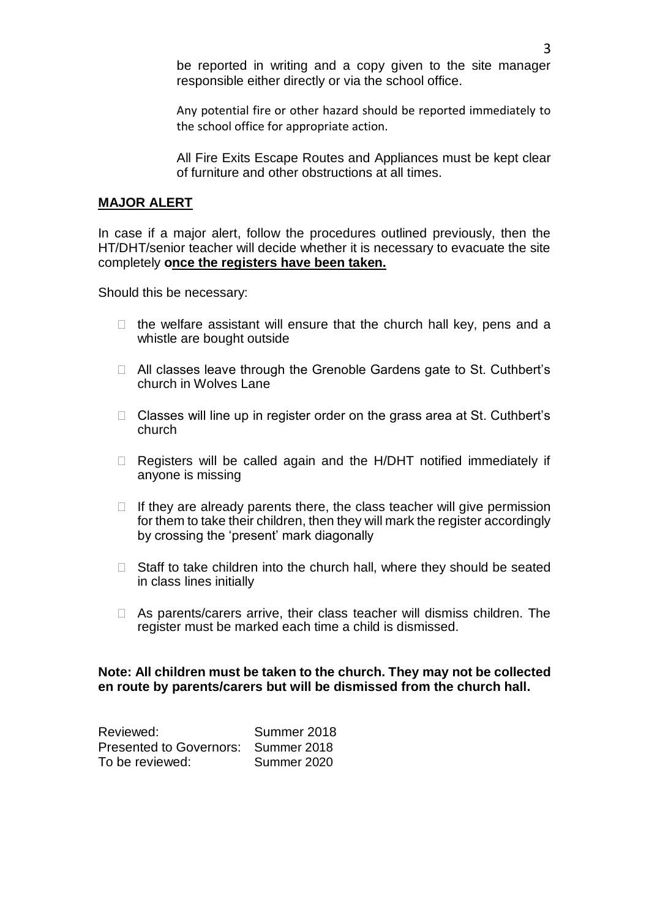be reported in writing and a copy given to the site manager responsible either directly or via the school office.

Any potential fire or other hazard should be reported immediately to the school office for appropriate action.

All Fire Exits Escape Routes and Appliances must be kept clear of furniture and other obstructions at all times.

## MAJOR ALERT

In case if a major alert, follow the procedures outlined previously, then the HT/DHT/senior teacher will decide whether it is necessary to evacuate the site completely **once the registers have been taken.**

Should this be necessary:

- the welfare assistant will ensure that the church hall key, pens and a whistle are bought outside
- All classes leave through the Grenoble Gardens gate to St. Cuthbert's church in Wolves Lane
- Classes will line up in register order on the grass area at St. Cuthbert's church
- Registers will be called again and the H/DHT notified immediately if anyone is missing
- If they are already parents there, the class teacher will give permission for them to take their children, then they will mark the register accordingly by crossing the 'present' mark diagonally
- Staff to take children into the church hall, where they should be seated in class lines initially
- As parents/carers arrive, their class teacher will dismiss children. The register must be marked each time a child is dismissed.

**Note: All children must be taken to the church. They may not be collected en route by parents/carers but will be dismissed from the church hall.**

| | |
|---|---|
| Reviewed: | Summer 2018 |
| Presented to Governors: | Summer 2018 |
| To be reviewed: | Summer 2020 |